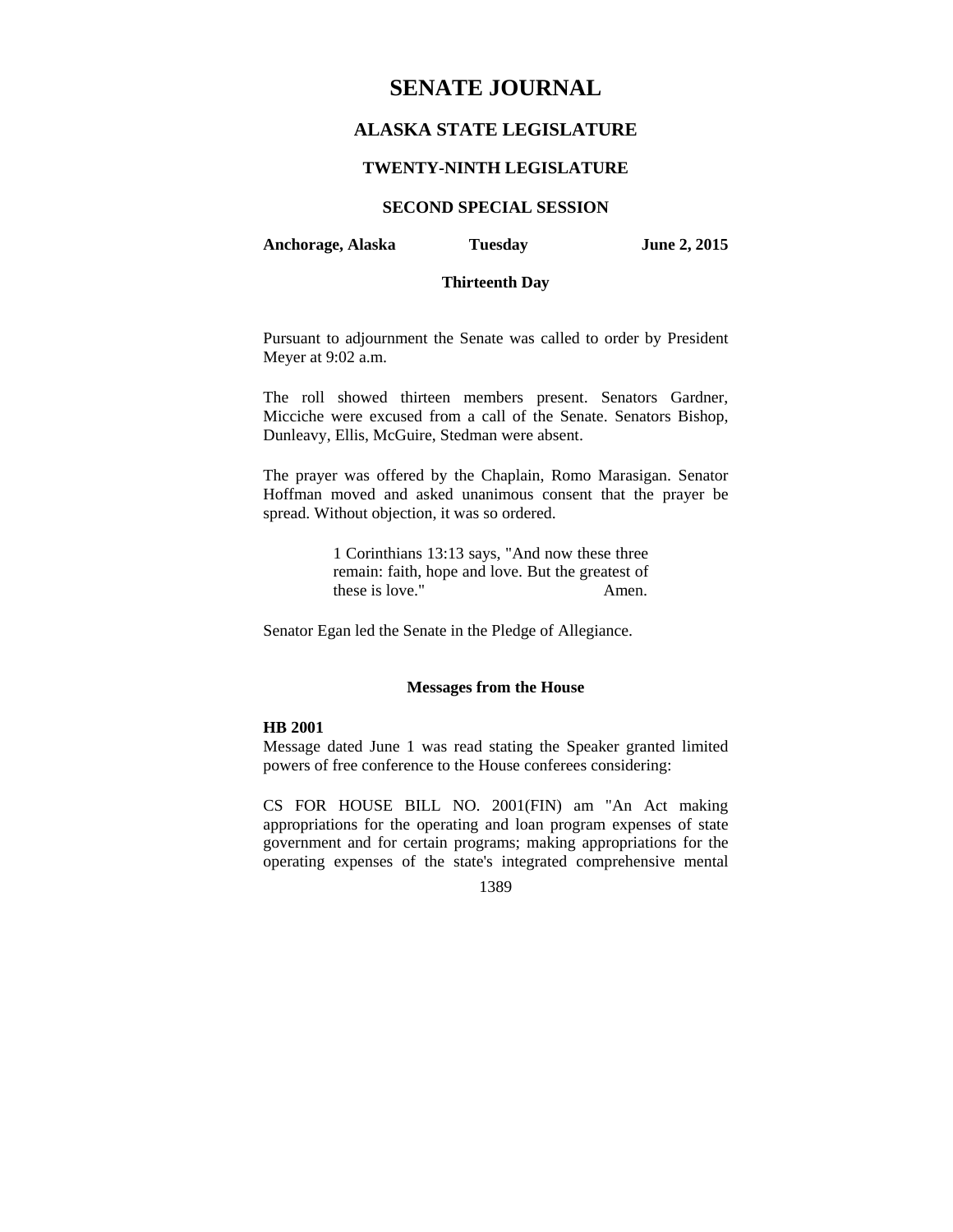# SENATE JOURNAL

## ALASKA STATE LEGISLATURE

### TWENTY-NINTH LEGISLATURE

### SECOND SPECIAL SESSION

**Anchorage, Alaska** **Tuesday** **June 2, 2015**

**Thirteenth Day**

Pursuant to adjournment the Senate was called to order by President Meyer at 9:02 a.m.

The roll showed thirteen members present. Senators Gardner, Micciche were excused from a call of the Senate. Senators Bishop, Dunleavy, Ellis, McGuire, Stedman were absent.

The prayer was offered by the Chaplain, Romo Marasigan. Senator Hoffman moved and asked unanimous consent that the prayer be spread. Without objection, it was so ordered.

> 1 Corinthians 13:13 says, "And now these three remain: faith, hope and love. But the greatest of these is love." Amen.

Senator Egan led the Senate in the Pledge of Allegiance.

**Messages from the House**

**HB 2001**

Message dated June 1 was read stating the Speaker granted limited powers of free conference to the House conferees considering:

CS FOR HOUSE BILL NO. 2001(FIN) am "An Act making appropriations for the operating and loan program expenses of state government and for certain programs; making appropriations for the operating expenses of the state's integrated comprehensive mental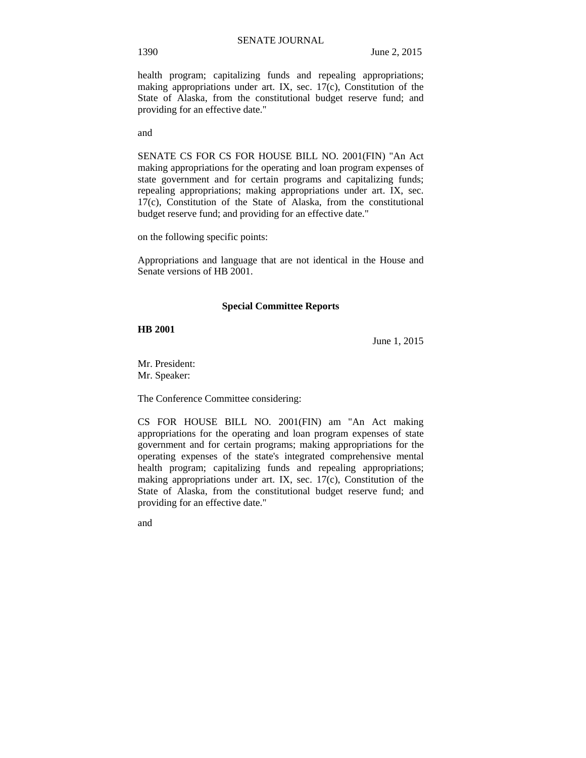health program; capitalizing funds and repealing appropriations; making appropriations under art. IX, sec. 17(c), Constitution of the State of Alaska, from the constitutional budget reserve fund; and providing for an effective date."

and

SENATE CS FOR CS FOR HOUSE BILL NO. 2001(FIN) "An Act making appropriations for the operating and loan program expenses of state government and for certain programs and capitalizing funds; repealing appropriations; making appropriations under art. IX, sec. 17(c), Constitution of the State of Alaska, from the constitutional budget reserve fund; and providing for an effective date."

on the following specific points:

Appropriations and language that are not identical in the House and Senate versions of HB 2001.

## Special Committee Reports

**HB 2001**

June 1, 2015

Mr. President:
Mr. Speaker:

The Conference Committee considering:

CS FOR HOUSE BILL NO. 2001(FIN) am "An Act making appropriations for the operating and loan program expenses of state government and for certain programs; making appropriations for the operating expenses of the state's integrated comprehensive mental health program; capitalizing funds and repealing appropriations; making appropriations under art. IX, sec. 17(c), Constitution of the State of Alaska, from the constitutional budget reserve fund; and providing for an effective date."

and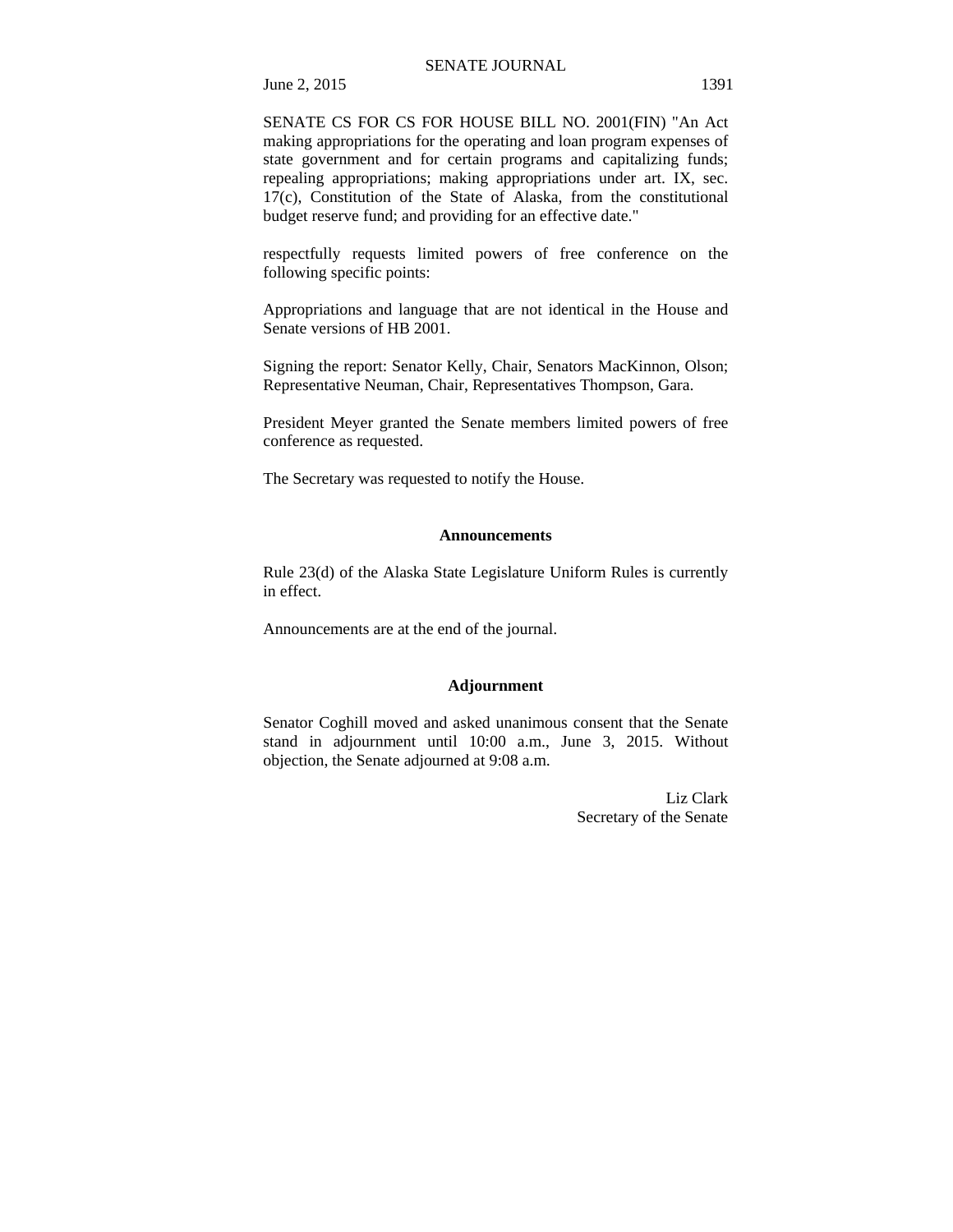SENATE CS FOR CS FOR HOUSE BILL NO. 2001(FIN) "An Act making appropriations for the operating and loan program expenses of state government and for certain programs and capitalizing funds; repealing appropriations; making appropriations under art. IX, sec. 17(c), Constitution of the State of Alaska, from the constitutional budget reserve fund; and providing for an effective date."

respectfully requests limited powers of free conference on the following specific points:

Appropriations and language that are not identical in the House and Senate versions of HB 2001.

Signing the report: Senator Kelly, Chair, Senators MacKinnon, Olson; Representative Neuman, Chair, Representatives Thompson, Gara.

President Meyer granted the Senate members limited powers of free conference as requested.

The Secretary was requested to notify the House.

## Announcements

Rule 23(d) of the Alaska State Legislature Uniform Rules is currently in effect.

Announcements are at the end of the journal.

## Adjournment

Senator Coghill moved and asked unanimous consent that the Senate stand in adjournment until 10:00 a.m., June 3, 2015. Without objection, the Senate adjourned at 9:08 a.m.

Liz Clark
Secretary of the Senate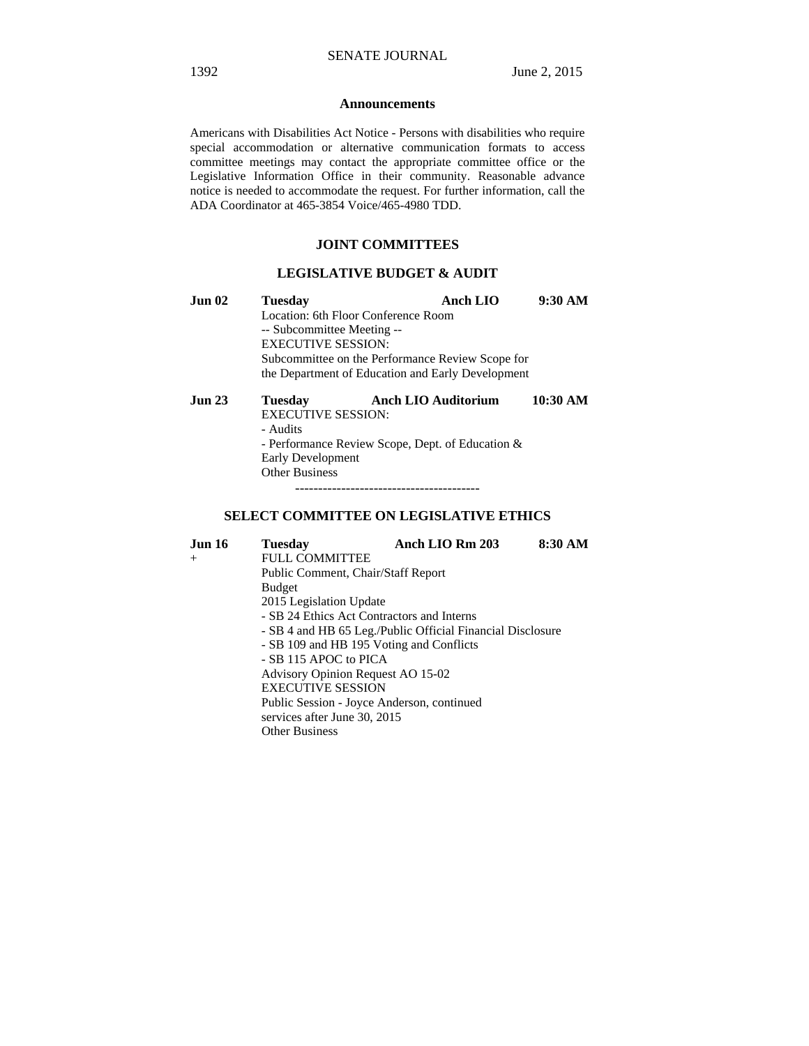### Announcements

Americans with Disabilities Act Notice - Persons with disabilities who require special accommodation or alternative communication formats to access committee meetings may contact the appropriate committee office or the Legislative Information Office in their community. Reasonable advance notice is needed to accommodate the request. For further information, call the ADA Coordinator at 465-3854 Voice/465-4980 TDD.

## JOINT COMMITTEES

### LEGISLATIVE BUDGET & AUDIT

**Jun 02** **Tuesday** **Anch LIO** **9:30 AM**

Location: 6th Floor Conference Room
-- Subcommittee Meeting --
EXECUTIVE SESSION:
Subcommittee on the Performance Review Scope for the Department of Education and Early Development

**Jun 23** **Tuesday** **Anch LIO Auditorium** **10:30 AM**

EXECUTIVE SESSION:
- Audits
- Performance Review Scope, Dept. of Education & Early Development

Other Business

----------------------------------------

### SELECT COMMITTEE ON LEGISLATIVE ETHICS

**Jun 16** **Tuesday** **Anch LIO Rm 203** **8:30 AM**
\+

FULL COMMITTEE
Public Comment, Chair/Staff Report
Budget
2015 Legislation Update
- SB 24 Ethics Act Contractors and Interns
- SB 4 and HB 65 Leg./Public Official Financial Disclosure
- SB 109 and HB 195 Voting and Conflicts
- SB 115 APOC to PICA

Advisory Opinion Request AO 15-02
EXECUTIVE SESSION
Public Session - Joyce Anderson, continued services after June 30, 2015
Other Business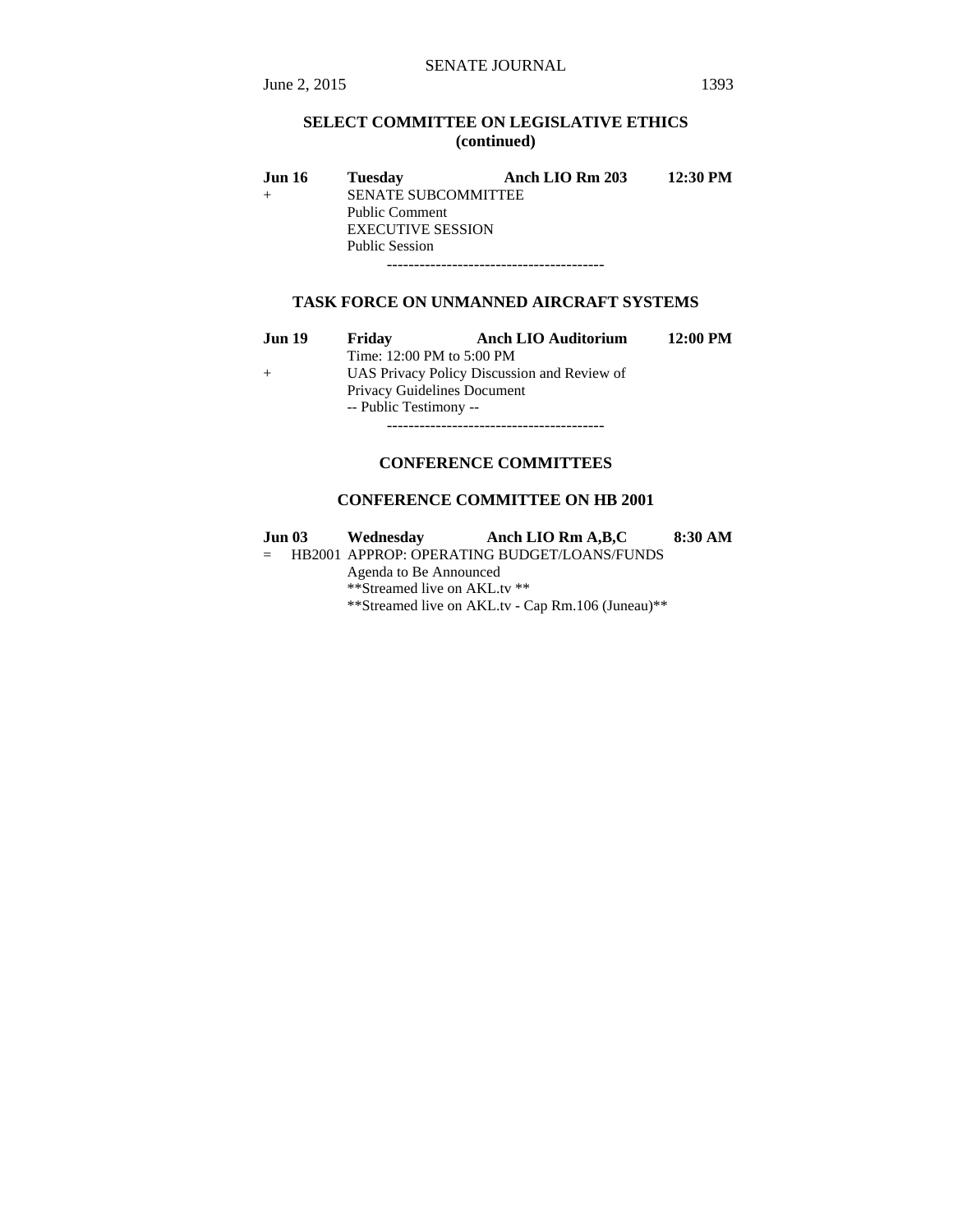## SELECT COMMITTEE ON LEGISLATIVE ETHICS (continued)

| | | | |
|---|---|---|---|
| **Jun 16** | **Tuesday** | **Anch LIO Rm 203** | **12:30 PM** |
| + | SENATE SUBCOMMITTEE<br>Public Comment<br>EXECUTIVE SESSION<br>Public Session | | |

----------------------------------------

## TASK FORCE ON UNMANNED AIRCRAFT SYSTEMS

| | | | |
|---|---|---|---|
| **Jun 19** | **Friday** | **Anch LIO Auditorium** | **12:00 PM** |
| | Time: 12:00 PM to 5:00 PM | | |
| + | UAS Privacy Policy Discussion and Review of Privacy Guidelines Document<br>-- Public Testimony -- | | |

----------------------------------------

## CONFERENCE COMMITTEES

### CONFERENCE COMMITTEE ON HB 2001

| | | | |
|---|---|---|---|
| **Jun 03** | **Wednesday** | **Anch LIO Rm A,B,C** | **8:30 AM** |
| = | HB2001 APPROP: OPERATING BUDGET/LOANS/FUNDS<br>Agenda to Be Announced<br>**Streamed live on AKL.tv **<br>**Streamed live on AKL.tv - Cap Rm.106 (Juneau)** | | |